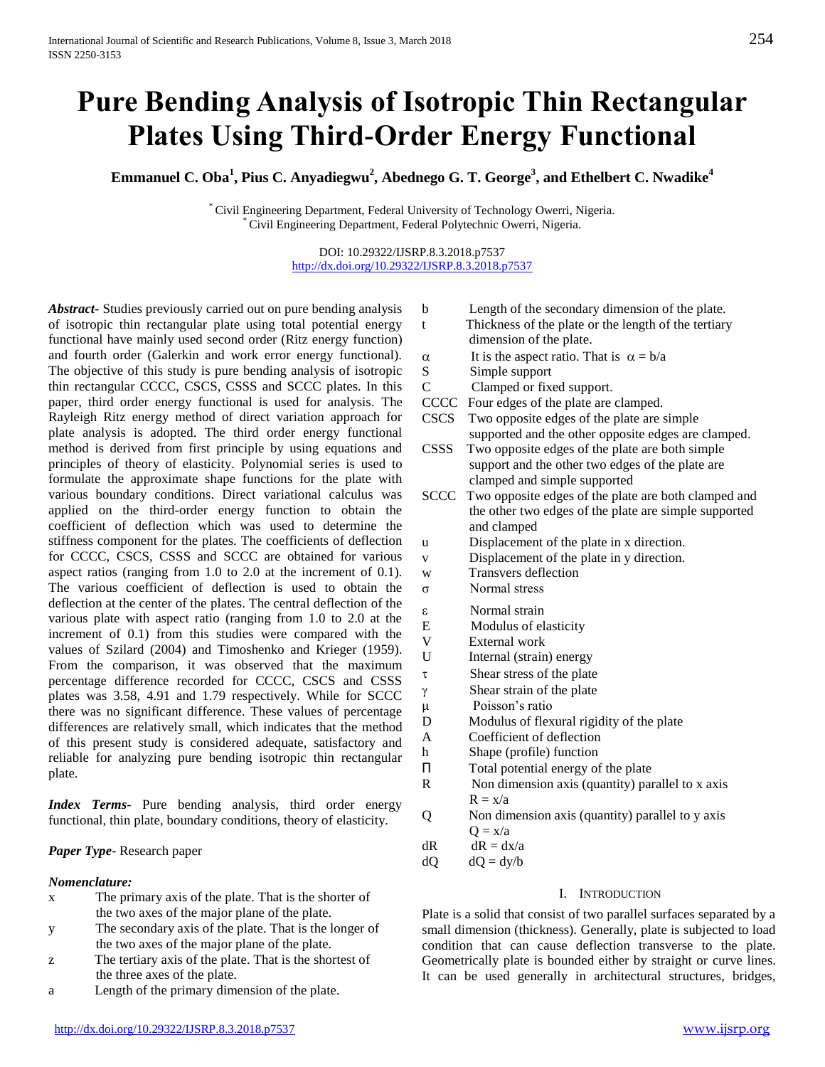# Pure Bending Analysis of Isotropic Thin Rectangular Plates Using Third-Order Energy Functional

**Emmanuel C. Oba[1], Pius C. Anyadiegwu[2], Abednego G. T. George[3], and Ethelbert C. Nwadike[4]**

[*] Civil Engineering Department, Federal University of Technology Owerri, Nigeria.
[*] Civil Engineering Department, Federal Polytechnic Owerri, Nigeria.

DOI: 10.29322/IJSRP.8.3.2018.p7537
http://dx.doi.org/10.29322/IJSRP.8.3.2018.p7537

***Abstract*-** Studies previously carried out on pure bending analysis of isotropic thin rectangular plate using total potential energy functional have mainly used second order (Ritz energy function) and fourth order (Galerkin and work error energy functional). The objective of this study is pure bending analysis of isotropic thin rectangular CCCC, CSCS, CSSS and SCCC plates. In this paper, third order energy functional is used for analysis. The Rayleigh Ritz energy method of direct variation approach for plate analysis is adopted. The third order energy functional method is derived from first principle by using equations and principles of theory of elasticity. Polynomial series is used to formulate the approximate shape functions for the plate with various boundary conditions. Direct variational calculus was applied on the third-order energy function to obtain the coefficient of deflection which was used to determine the stiffness component for the plates. The coefficients of deflection for CCCC, CSCS, CSSS and SCCC are obtained for various aspect ratios (ranging from 1.0 to 2.0 at the increment of 0.1). The various coefficient of deflection is used to obtain the deflection at the center of the plates. The central deflection of the various plate with aspect ratio (ranging from 1.0 to 2.0 at the increment of 0.1) from this studies were compared with the values of Szilard (2004) and Timoshenko and Krieger (1959). From the comparison, it was observed that the maximum percentage difference recorded for CCCC, CSCS and CSSS plates was 3.58, 4.91 and 1.79 respectively. While for SCCC there was no significant difference. These values of percentage differences are relatively small, which indicates that the method of this present study is considered adequate, satisfactory and reliable for analyzing pure bending isotropic thin rectangular plate.

***Index Terms*-** Pure bending analysis, third order energy functional, thin plate, boundary conditions, theory of elasticity.

***Paper Type*-** Research paper

***Nomenclature:***

| | |
|---|---|
| x | The primary axis of the plate. That is the shorter of the two axes of the major plane of the plate. |
| y | The secondary axis of the plate. That is the longer of the two axes of the major plane of the plate. |
| z | The tertiary axis of the plate. That is the shortest of the three axes of the plate. |
| a | Length of the primary dimension of the plate. |
| b | Length of the secondary dimension of the plate. |
| t | Thickness of the plate or the length of the tertiary dimension of the plate. |
| $\alpha$ | It is the aspect ratio. That is $\alpha = b/a$ |
| S | Simple support |
| C | Clamped or fixed support. |
| CCCC | Four edges of the plate are clamped. |
| CSCS | Two opposite edges of the plate are simple supported and the other opposite edges are clamped. |
| CSSS | Two opposite edges of the plate are both simple support and the other two edges of the plate are clamped and simple supported |
| SCCC | Two opposite edges of the plate are both clamped and the other two edges of the plate are simple supported and clamped |
| u | Displacement of the plate in x direction. |
| v | Displacement of the plate in y direction. |
| w | Transvers deflection |
| $\sigma$ | Normal stress |
| $\varepsilon$ | Normal strain |
| E | Modulus of elasticity |
| V | External work |
| U | Internal (strain) energy |
| $\tau$ | Shear stress of the plate |
| $\gamma$ | Shear strain of the plate |
| $\mu$ | Poisson's ratio |
| D | Modulus of flexural rigidity of the plate |
| A | Coefficient of deflection |
| h | Shape (profile) function |
| $\Pi$ | Total potential energy of the plate |
| R | Non dimension axis (quantity) parallel to x axis $R = x/a$ |
| Q | Non dimension axis (quantity) parallel to y axis $Q = x/a$ |
| dR | $dR = dx/a$ |
| dQ | $dQ = dy/b$ |

## I. Introduction

Plate is a solid that consist of two parallel surfaces separated by a small dimension (thickness). Generally, plate is subjected to load condition that can cause deflection transverse to the plate. Geometrically plate is bounded either by straight or curve lines. It can be used generally in architectural structures, bridges,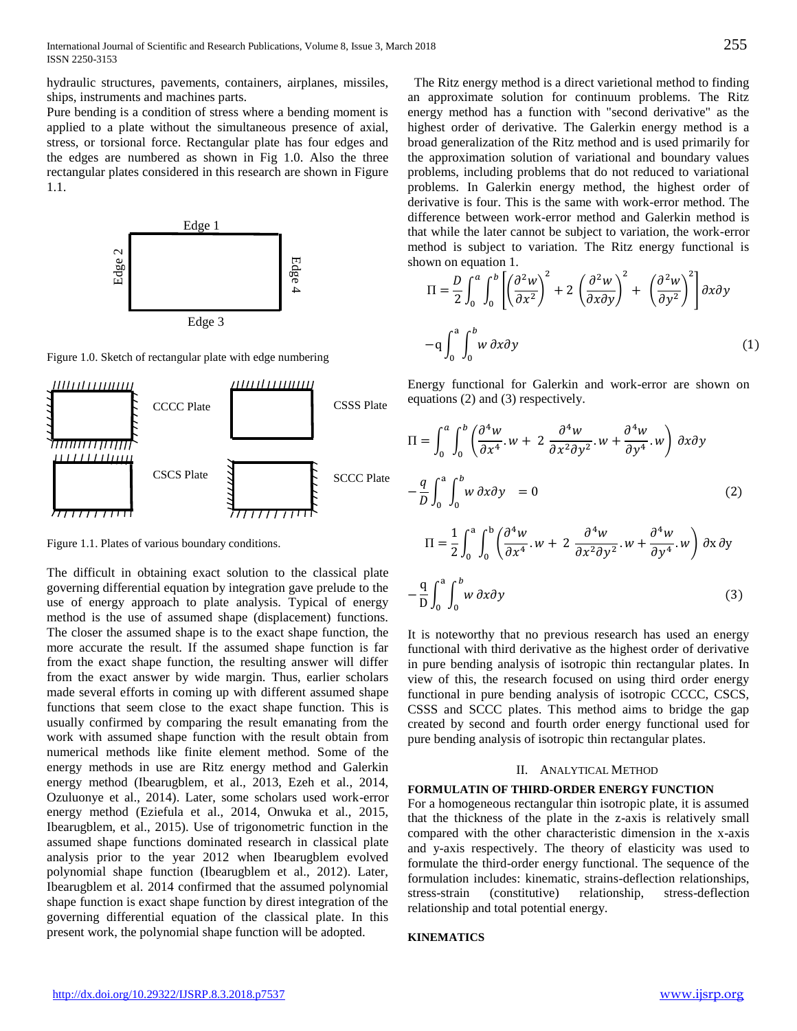hydraulic structures, pavements, containers, airplanes, missiles, ships, instruments and machines parts.

Pure bending is a condition of stress where a bending moment is applied to a plate without the simultaneous presence of axial, stress, or torsional force. Rectangular plate has four edges and the edges are numbered as shown in Fig 1.0. Also the three rectangular plates considered in this research are shown in Figure 1.1.

Figure 1.0. Sketch of rectangular plate with edge numbering

Figure 1.1. Plates of various boundary conditions.

The difficult in obtaining exact solution to the classical plate governing differential equation by integration gave prelude to the use of energy approach to plate analysis. Typical of energy method is the use of assumed shape (displacement) functions. The closer the assumed shape is to the exact shape function, the more accurate the result. If the assumed shape function is far from the exact shape function, the resulting answer will differ from the exact answer by wide margin. Thus, earlier scholars made several efforts in coming up with different assumed shape functions that seem close to the exact shape function. This is usually confirmed by comparing the result emanating from the work with assumed shape function with the result obtain from numerical methods like finite element method. Some of the energy methods in use are Ritz energy method and Galerkin energy method (Ibearugblem, et al., 2013, Ezeh et al., 2014, Ozuluonye et al., 2014). Later, some scholars used work-error energy method (Eziefula et al., 2014, Onwuka et al., 2015, Ibearugblem, et al., 2015). Use of trigonometric function in the assumed shape functions dominated research in classical plate analysis prior to the year 2012 when Ibearugblem evolved polynomial shape function (Ibearugblem et al., 2012). Later, Ibearugblem et al. 2014 confirmed that the assumed polynomial shape function is exact shape function by direst integration of the governing differential equation of the classical plate. In this present work, the polynomial shape function will be adopted.

The Ritz energy method is a direct varietional method to finding an approximate solution for continuum problems. The Ritz energy method has a function with "second derivative" as the highest order of derivative. The Galerkin energy method is a broad generalization of the Ritz method and is used primarily for the approximation solution of variational and boundary values problems, including problems that do not reduced to variational problems. In Galerkin energy method, the highest order of derivative is four. This is the same with work-error method. The difference between work-error method and Galerkin method is that while the later cannot be subject to variation, the work-error method is subject to variation. The Ritz energy functional is shown on equation 1.

$$\Pi = \frac{D}{2}\int_0^a\int_0^b\left[\left(\frac{\partial^2 w}{\partial x^2}\right)^2 + 2\left(\frac{\partial^2 w}{\partial x \partial y}\right)^2 + \left(\frac{\partial^2 w}{\partial y^2}\right)^2\right]\partial x \partial y - q\int_0^a\int_0^b w\,\partial x \partial y \quad (1)$$

Energy functional for Galerkin and work-error are shown on equations (2) and (3) respectively.

$$\Pi = \int_0^a\int_0^b\left(\frac{\partial^4 w}{\partial x^4}.w + 2\,\frac{\partial^4 w}{\partial x^2 \partial y^2}.w + \frac{\partial^4 w}{\partial y^4}.w\right)\partial x \partial y - \frac{q}{D}\int_0^a\int_0^b w\,\partial x \partial y = 0 \quad (2)$$

$$\Pi = \frac{1}{2}\int_0^a\int_0^b\left(\frac{\partial^4 w}{\partial x^4}.w + 2\,\frac{\partial^4 w}{\partial x^2 \partial y^2}.w + \frac{\partial^4 w}{\partial y^4}.w\right)\partial x\,\partial y - \frac{q}{D}\int_0^a\int_0^b w\,\partial x \partial y \quad (3)$$

It is noteworthy that no previous research has used an energy functional with third derivative as the highest order of derivative in pure bending analysis of isotropic thin rectangular plates. In view of this, the research focused on using third order energy functional in pure bending analysis of isotropic CCCC, CSCS, CSSS and SCCC plates. This method aims to bridge the gap created by second and fourth order energy functional used for pure bending analysis of isotropic thin rectangular plates.

## II. ANALYTICAL METHOD

**FORMULATIN OF THIRD-ORDER ENERGY FUNCTION**

For a homogeneous rectangular thin isotropic plate, it is assumed that the thickness of the plate in the z-axis is relatively small compared with the other characteristic dimension in the x-axis and y-axis respectively. The theory of elasticity was used to formulate the third-order energy functional. The sequence of the formulation includes: kinematic, strains-deflection relationships, stress-strain (constitutive) relationship, stress-deflection relationship and total potential energy.

**KINEMATICS**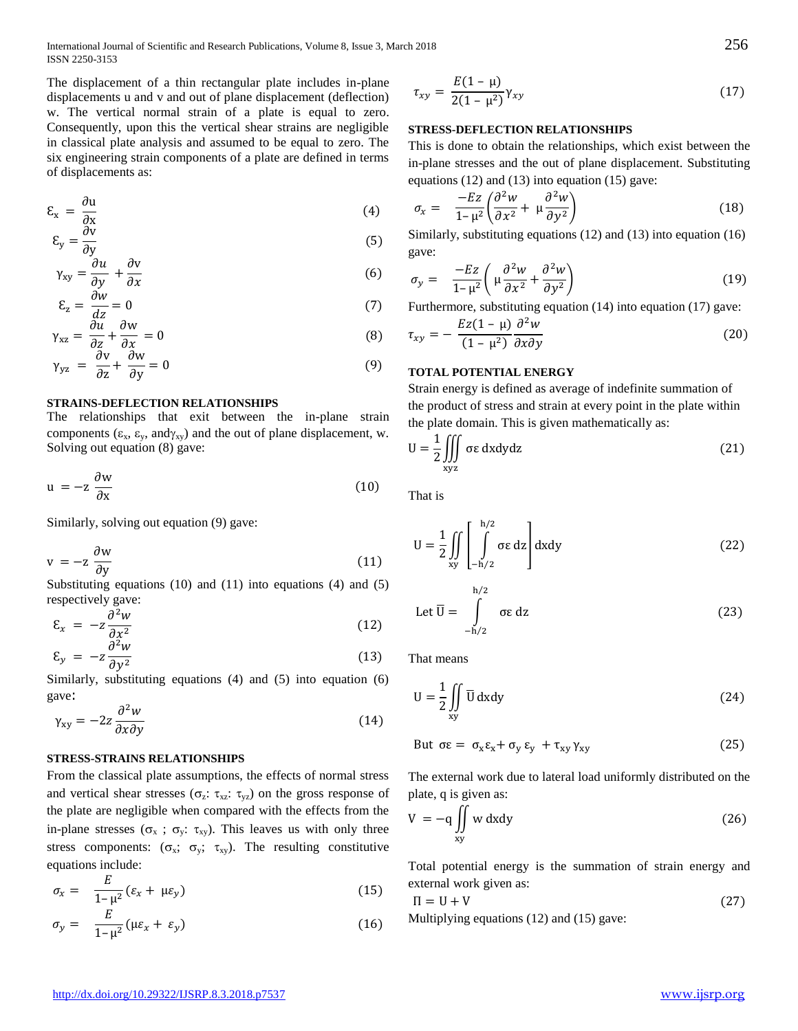The displacement of a thin rectangular plate includes in-plane displacements u and v and out of plane displacement (deflection) w. The vertical normal strain of a plate is equal to zero. Consequently, upon this the vertical shear strains are negligible in classical plate analysis and assumed to be equal to zero. The six engineering strain components of a plate are defined in terms of displacements as:

$$\mathcal{E}_x = \frac{\partial u}{\partial x} \tag{4}$$

$$\mathcal{E}_y = \frac{\partial v}{\partial y} \tag{5}$$

$$\gamma_{xy} = \frac{\partial u}{\partial y} + \frac{\partial v}{\partial x} \tag{6}$$

$$\mathcal{E}_z = \frac{\partial w}{dz} = 0 \tag{7}$$

$$\gamma_{xz} = \frac{\partial u}{\partial z} + \frac{\partial w}{\partial x} = 0 \tag{8}$$

$$\gamma_{yz} = \frac{\partial v}{\partial z} + \frac{\partial w}{\partial y} = 0 \tag{9}$$

### STRAINS-DEFLECTION RELATIONSHIPS

The relationships that exit between the in-plane strain components ($\varepsilon_x$, $\varepsilon_y$, and$\gamma_{xy}$) and the out of plane displacement, w. Solving out equation (8) gave:

$$u = -z\,\frac{\partial w}{\partial x} \tag{10}$$

Similarly, solving out equation (9) gave:

$$v = -z\,\frac{\partial w}{\partial y} \tag{11}$$

Substituting equations (10) and (11) into equations (4) and (5) respectively gave:

$$\mathcal{E}_x = -z\frac{\partial^2 w}{\partial x^2} \tag{12}$$

$$\mathcal{E}_y = -z\frac{\partial^2 w}{\partial y^2} \tag{13}$$

Similarly, substituting equations (4) and (5) into equation (6) gave:

$$\gamma_{xy} = -2z\frac{\partial^2 w}{\partial x \partial y} \tag{14}$$

### STRESS-STRAINS RELATIONSHIPS

From the classical plate assumptions, the effects of normal stress and vertical shear stresses ($\sigma_z$: $\tau_{xz}$: $\tau_{yz}$) on the gross response of the plate are negligible when compared with the effects from the in-plane stresses ($\sigma_x$ ; $\sigma_y$: $\tau_{xy}$). This leaves us with only three stress components: ($\sigma_x$; $\sigma_y$; $\tau_{xy}$). The resulting constitutive equations include:

$$\sigma_x = \frac{E}{1-\mu^2}(\varepsilon_x + \mu\varepsilon_y) \tag{15}$$

$$\sigma_y = \frac{E}{1-\mu^2}(\mu\varepsilon_x + \varepsilon_y) \tag{16}$$

$$\tau_{xy} = \frac{E(1-\mu)}{2(1-\mu^2)}\gamma_{xy} \tag{17}$$

### STRESS-DEFLECTION RELATIONSHIPS

This is done to obtain the relationships, which exist between the in-plane stresses and the out of plane displacement. Substituting equations (12) and (13) into equation (15) gave:

$$\sigma_x = \frac{-Ez}{1-\mu^2}\left(\frac{\partial^2 w}{\partial x^2} + \mu\frac{\partial^2 w}{\partial y^2}\right) \tag{18}$$

Similarly, substituting equations (12) and (13) into equation (16) gave:

$$\sigma_y = \frac{-Ez}{1-\mu^2}\left(\mu\frac{\partial^2 w}{\partial x^2} + \frac{\partial^2 w}{\partial y^2}\right) \tag{19}$$

Furthermore, substituting equation (14) into equation (17) gave:

$$\tau_{xy} = -\frac{Ez(1-\mu)}{(1-\mu^2)}\frac{\partial^2 w}{\partial x \partial y} \tag{20}$$

### TOTAL POTENTIAL ENERGY

Strain energy is defined as average of indefinite summation of the product of stress and strain at every point in the plate within the plate domain. This is given mathematically as:

$$U = \frac{1}{2}\iiint_{xyz} \sigma\varepsilon\, dxdydz \tag{21}$$

That is

$$U = \frac{1}{2}\iint_{xy}\left[\int_{-h/2}^{h/2} \sigma\varepsilon\, dz\right] dxdy \tag{22}$$

$$\text{Let } \overline{U} = \int_{-h/2}^{h/2} \sigma\varepsilon\, dz \tag{23}$$

That means

$$U = \frac{1}{2}\iint_{xy} \overline{U}\, dxdy \tag{24}$$

$$\text{But } \sigma\varepsilon = \sigma_x\varepsilon_x + \sigma_y\varepsilon_y + \tau_{xy}\gamma_{xy} \tag{25}$$

The external work due to lateral load uniformly distributed on the plate, q is given as:

$$V = -q\iint_{xy} w\, dxdy \tag{26}$$

Total potential energy is the summation of strain energy and external work given as:

$$\Pi = U + V \tag{27}$$

Multiplying equations (12) and (15) gave: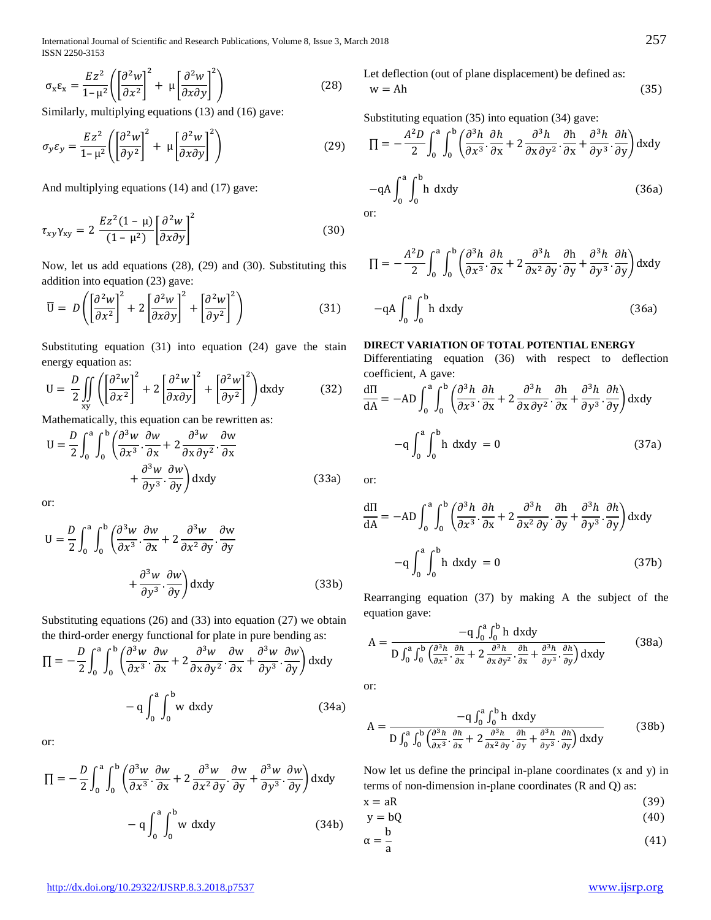$$\sigma_x \varepsilon_x = \frac{Ez^2}{1-\mu^2}\left(\left[\frac{\partial^2 w}{\partial x^2}\right]^2 + \mu\left[\frac{\partial^2 w}{\partial x \partial y}\right]^2\right) \tag{28}$$

Similarly, multiplying equations (13) and (16) gave:

$$\sigma_y \varepsilon_y = \frac{Ez^2}{1-\mu^2}\left(\left[\frac{\partial^2 w}{\partial y^2}\right]^2 + \mu\left[\frac{\partial^2 w}{\partial x \partial y}\right]^2\right) \tag{29}$$

And multiplying equations (14) and (17) gave:

$$\tau_{xy}\gamma_{xy} = 2\,\frac{Ez^2(1-\mu)}{(1-\mu^2)}\left[\frac{\partial^2 w}{\partial x \partial y}\right]^2 \tag{30}$$

Now, let us add equations (28), (29) and (30). Substituting this addition into equation (23) gave:

$$\overline{U} = D\left(\left[\frac{\partial^2 w}{\partial x^2}\right]^2 + 2\left[\frac{\partial^2 w}{\partial x \partial y}\right]^2 + \left[\frac{\partial^2 w}{\partial y^2}\right]^2\right) \tag{31}$$

Substituting equation (31) into equation (24) gave the stain energy equation as:

$$U = \frac{D}{2}\iint_{xy}\left(\left[\frac{\partial^2 w}{\partial x^2}\right]^2 + 2\left[\frac{\partial^2 w}{\partial x \partial y}\right]^2 + \left[\frac{\partial^2 w}{\partial y^2}\right]^2\right)\mathrm{dxdy} \tag{32}$$

Mathematically, this equation can be rewritten as:

$$U = \frac{D}{2}\int_0^a\int_0^b\left(\frac{\partial^3 w}{\partial x^3}\cdot\frac{\partial w}{\partial x} + 2\frac{\partial^3 w}{\partial x \partial y^2}\cdot\frac{\partial w}{\partial x} + \frac{\partial^3 w}{\partial y^3}\cdot\frac{\partial w}{\partial y}\right)\mathrm{dxdy} \tag{33a}$$

or:

$$U = \frac{D}{2}\int_0^a\int_0^b\left(\frac{\partial^3 w}{\partial x^3}\cdot\frac{\partial w}{\partial x} + 2\frac{\partial^3 w}{\partial x^2 \partial y}\cdot\frac{\partial w}{\partial y} + \frac{\partial^3 w}{\partial y^3}\cdot\frac{\partial w}{\partial y}\right)\mathrm{dxdy} \tag{33b}$$

Substituting equations (26) and (33) into equation (27) we obtain the third-order energy functional for plate in pure bending as:

$$\prod = -\frac{D}{2}\int_0^a\int_0^b\left(\frac{\partial^3 w}{\partial x^3}\cdot\frac{\partial w}{\partial x} + 2\frac{\partial^3 w}{\partial x \partial y^2}\cdot\frac{\partial w}{\partial x} + \frac{\partial^3 w}{\partial y^3}\cdot\frac{\partial w}{\partial y}\right)\mathrm{dxdy} - q\int_0^a\int_0^b w\ \mathrm{dxdy} \tag{34a}$$

or:

$$\prod = -\frac{D}{2}\int_0^a\int_0^b\left(\frac{\partial^3 w}{\partial x^3}\cdot\frac{\partial w}{\partial x} + 2\frac{\partial^3 w}{\partial x^2 \partial y}\cdot\frac{\partial w}{\partial y} + \frac{\partial^3 w}{\partial y^3}\cdot\frac{\partial w}{\partial y}\right)\mathrm{dxdy} - q\int_0^a\int_0^b w\ \mathrm{dxdy} \tag{34b}$$

Let deflection (out of plane displacement) be defined as:

$$w = Ah \tag{35}$$

Substituting equation (35) into equation (34) gave:

$$\prod = -\frac{A^2 D}{2}\int_0^a\int_0^b\left(\frac{\partial^3 h}{\partial x^3}\cdot\frac{\partial h}{\partial x} + 2\frac{\partial^3 h}{\partial x \partial y^2}\cdot\frac{\partial h}{\partial x} + \frac{\partial^3 h}{\partial y^3}\cdot\frac{\partial h}{\partial y}\right)\mathrm{dxdy} - qA\int_0^a\int_0^b h\ \mathrm{dxdy} \tag{36a}$$

or:

$$\prod = -\frac{A^2 D}{2}\int_0^a\int_0^b\left(\frac{\partial^3 h}{\partial x^3}\cdot\frac{\partial h}{\partial x} + 2\frac{\partial^3 h}{\partial x^2 \partial y}\cdot\frac{\partial h}{\partial y} + \frac{\partial^3 h}{\partial y^3}\cdot\frac{\partial h}{\partial y}\right)\mathrm{dxdy} - qA\int_0^a\int_0^b h\ \mathrm{dxdy} \tag{36a}$$

## DIRECT VARIATION OF TOTAL POTENTIAL ENERGY

Differentiating equation (36) with respect to deflection coefficient, A gave:

$$\frac{d\Pi}{dA} = -AD\int_0^a\int_0^b\left(\frac{\partial^3 h}{\partial x^3}\cdot\frac{\partial h}{\partial x} + 2\frac{\partial^3 h}{\partial x \partial y^2}\cdot\frac{\partial h}{\partial x} + \frac{\partial^3 h}{\partial y^3}\cdot\frac{\partial h}{\partial y}\right)\mathrm{dxdy} - q\int_0^a\int_0^b h\ \mathrm{dxdy} = 0 \tag{37a}$$

or:

$$\frac{d\Pi}{dA} = -AD\int_0^a\int_0^b\left(\frac{\partial^3 h}{\partial x^3}\cdot\frac{\partial h}{\partial x} + 2\frac{\partial^3 h}{\partial x^2 \partial y}\cdot\frac{\partial h}{\partial y} + \frac{\partial^3 h}{\partial y^3}\cdot\frac{\partial h}{\partial y}\right)\mathrm{dxdy} - q\int_0^a\int_0^b h\ \mathrm{dxdy} = 0 \tag{37b}$$

Rearranging equation (37) by making A the subject of the equation gave:

$$A = \frac{-q\int_0^a\int_0^b h\ \mathrm{dxdy}}{D\int_0^a\int_0^b\left(\frac{\partial^3 h}{\partial x^3}\cdot\frac{\partial h}{\partial x} + 2\frac{\partial^3 h}{\partial x \partial y^2}\cdot\frac{\partial h}{\partial x} + \frac{\partial^3 h}{\partial y^3}\cdot\frac{\partial h}{\partial y}\right)\mathrm{dxdy}} \tag{38a}$$

or:

$$A = \frac{-q\int_0^a\int_0^b h\ \mathrm{dxdy}}{D\int_0^a\int_0^b\left(\frac{\partial^3 h}{\partial x^3}\cdot\frac{\partial h}{\partial x} + 2\frac{\partial^3 h}{\partial x^2 \partial y}\cdot\frac{\partial h}{\partial y} + \frac{\partial^3 h}{\partial y^3}\cdot\frac{\partial h}{\partial y}\right)\mathrm{dxdy}} \tag{38b}$$

Now let us define the principal in-plane coordinates (x and y) in terms of non-dimension in-plane coordinates (R and Q) as:

$$x = aR \tag{39}$$

$$y = bQ \tag{40}$$

$$\alpha = \frac{b}{a} \tag{41}$$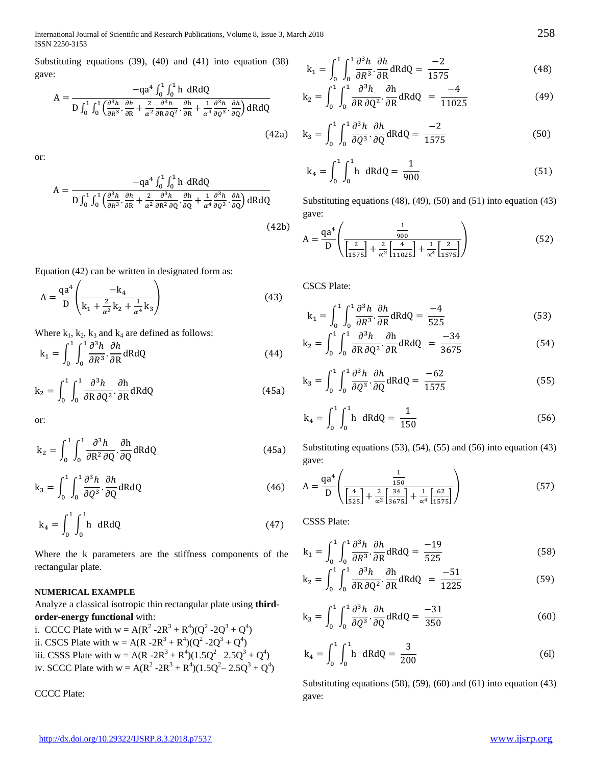Substituting equations (39), (40) and (41) into equation (38) gave:

$$A = \frac{-qa^4 \int_0^1 \int_0^1 h \; dRdQ}{D\int_0^1 \int_0^1 \left(\frac{\partial^3 h}{\partial R^3}.\frac{\partial h}{\partial R} + \frac{2}{\alpha^2}\frac{\partial^3 h}{\partial R \partial Q^2}.\frac{\partial h}{\partial R} + \frac{1}{\alpha^4}\frac{\partial^3 h}{\partial Q^3}.\frac{\partial h}{\partial Q}\right) dRdQ} \tag{42a}$$

or:

$$A = \frac{-qa^4 \int_0^1 \int_0^1 h \; dRdQ}{D\int_0^1 \int_0^1 \left(\frac{\partial^3 h}{\partial R^3}.\frac{\partial h}{\partial R} + \frac{2}{\alpha^2}\frac{\partial^3 h}{\partial R^2 \partial Q}.\frac{\partial h}{\partial Q} + \frac{1}{\alpha^4}\frac{\partial^3 h}{\partial Q^3}.\frac{\partial h}{\partial Q}\right) dRdQ} \tag{42b}$$

Equation (42) can be written in designated form as:

$$A = \frac{qa^4}{D}\left(\frac{-k_4}{k_1 + \frac{2}{\alpha^2}k_2 + \frac{1}{\alpha^4}k_3}\right) \tag{43}$$

Where $k_1$, $k_2$, $k_3$ and $k_4$ are defined as follows:

$$k_1 = \int_0^1 \int_0^1 \frac{\partial^3 h}{\partial R^3}.\frac{\partial h}{\partial R} dRdQ \tag{44}$$

$$k_2 = \int_0^1 \int_0^1 \frac{\partial^3 h}{\partial R \partial Q^2}.\frac{\partial h}{\partial R} dRdQ \tag{45a}$$

or:

$$k_2 = \int_0^1 \int_0^1 \frac{\partial^3 h}{\partial R^2 \partial Q}.\frac{\partial h}{\partial Q} dRdQ \tag{45a}$$

$$k_3 = \int_0^1 \int_0^1 \frac{\partial^3 h}{\partial Q^3}.\frac{\partial h}{\partial Q} dRdQ \tag{46}$$

$$k_4 = \int_0^1 \int_0^1 h \; dRdQ \tag{47}$$

Where the k parameters are the stiffness components of the rectangular plate.

### NUMERICAL EXAMPLE

Analyze a classical isotropic thin rectangular plate using **third-order-energy functional** with:

i. CCCC Plate with $w = A(R^2 - 2R^3 + R^4)(Q^2 - 2Q^3 + Q^4)$
ii. CSCS Plate with $w = A(R - 2R^3 + R^4)(Q^2 - 2Q^3 + Q^4)$
iii. CSSS Plate with $w = A(R - 2R^3 + R^4)(1.5Q^2 - 2.5Q^3 + Q^4)$
iv. SCCC Plate with $w = A(R^2 - 2R^3 + R^4)(1.5Q^2 - 2.5Q^3 + Q^4)$

CCCC Plate:

$$k_1 = \int_0^1 \int_0^1 \frac{\partial^3 h}{\partial R^3}.\frac{\partial h}{\partial R} dRdQ = \frac{-2}{1575} \tag{48}$$

$$k_2 = \int_0^1 \int_0^1 \frac{\partial^3 h}{\partial R \partial Q^2}.\frac{\partial h}{\partial R} dRdQ = \frac{-4}{11025} \tag{49}$$

$$k_3 = \int_0^1 \int_0^1 \frac{\partial^3 h}{\partial Q^3}.\frac{\partial h}{\partial Q} dRdQ = \frac{-2}{1575} \tag{50}$$

$$k_4 = \int_0^1 \int_0^1 h \; dRdQ = \frac{1}{900} \tag{51}$$

Substituting equations (48), (49), (50) and (51) into equation (43) gave:

$$A = \frac{qa^4}{D}\left(\frac{\frac{1}{900}}{\left[\frac{2}{1575}\right] + \frac{2}{\alpha^2}\left[\frac{4}{11025}\right] + \frac{1}{\alpha^4}\left[\frac{2}{1575}\right]}\right) \tag{52}$$

CSCS Plate:

$$k_1 = \int_0^1 \int_0^1 \frac{\partial^3 h}{\partial R^3}.\frac{\partial h}{\partial R} dRdQ = \frac{-4}{525} \tag{53}$$

$$k_2 = \int_0^1 \int_0^1 \frac{\partial^3 h}{\partial R \partial Q^2}.\frac{\partial h}{\partial R} dRdQ = \frac{-34}{3675} \tag{54}$$

$$k_3 = \int_0^1 \int_0^1 \frac{\partial^3 h}{\partial Q^3}.\frac{\partial h}{\partial Q} dRdQ = \frac{-62}{1575} \tag{55}$$

$$k_4 = \int_0^1 \int_0^1 h \; dRdQ = \frac{1}{150} \tag{56}$$

Substituting equations (53), (54), (55) and (56) into equation (43) gave:

$$A = \frac{qa^4}{D}\left(\frac{\frac{1}{150}}{\left[\frac{4}{525}\right] + \frac{2}{\alpha^2}\left[\frac{34}{3675}\right] + \frac{1}{\alpha^4}\left[\frac{62}{1575}\right]}\right) \tag{57}$$

CSSS Plate:

$$k_1 = \int_0^1 \int_0^1 \frac{\partial^3 h}{\partial R^3}.\frac{\partial h}{\partial R} dRdQ = \frac{-19}{525} \tag{58}$$

$$k_2 = \int_0^1 \int_0^1 \frac{\partial^3 h}{\partial R \partial Q^2}.\frac{\partial h}{\partial R} dRdQ = \frac{-51}{1225} \tag{59}$$

$$k_3 = \int_0^1 \int_0^1 \frac{\partial^3 h}{\partial Q^3}.\frac{\partial h}{\partial Q} dRdQ = \frac{-31}{350} \tag{60}$$

$$k_4 = \int_0^1 \int_0^1 h \; dRdQ = \frac{3}{200} \tag{6l}$$

Substituting equations (58), (59), (60) and (61) into equation (43) gave: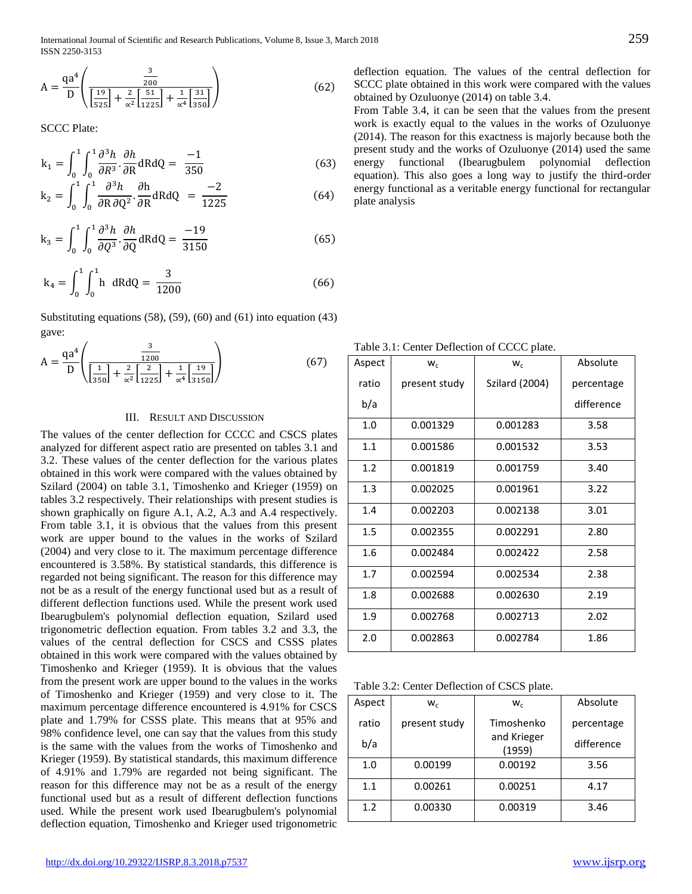$$A = \frac{qa^4}{D}\left(\frac{\frac{3}{200}}{\left[\frac{19}{525}\right] + \frac{2}{\alpha^2}\left[\frac{51}{1225}\right] + \frac{1}{\alpha^4}\left[\frac{31}{350}\right]}\right) \quad (62)$$

SCCC Plate:

$$k_1 = \int_0^1\int_0^1 \frac{\partial^3 h}{\partial R^3}\cdot\frac{\partial h}{\partial R}\,dRdQ = \frac{-1}{350} \quad (63)$$

$$k_2 = \int_0^1\int_0^1 \frac{\partial^3 h}{\partial R\,\partial Q^2}\cdot\frac{\partial h}{\partial R}\,dRdQ = \frac{-2}{1225} \quad (64)$$

$$k_3 = \int_0^1\int_0^1 \frac{\partial^3 h}{\partial Q^3}\cdot\frac{\partial h}{\partial Q}\,dRdQ = \frac{-19}{3150} \quad (65)$$

$$k_4 = \int_0^1\int_0^1 h\ \,dRdQ = \frac{3}{1200} \quad (66)$$

Substituting equations (58), (59), (60) and (61) into equation (43) gave:

$$A = \frac{qa^4}{D}\left(\frac{\frac{3}{1200}}{\left[\frac{1}{350}\right] + \frac{2}{\alpha^2}\left[\frac{2}{1225}\right] + \frac{1}{\alpha^4}\left[\frac{19}{3150}\right]}\right) \quad (67)$$

## III. Result and Discussion

The values of the center deflection for CCCC and CSCS plates analyzed for different aspect ratio are presented on tables 3.1 and 3.2. These values of the center deflection for the various plates obtained in this work were compared with the values obtained by Szilard (2004) on table 3.1, Timoshenko and Krieger (1959) on tables 3.2 respectively. Their relationships with present studies is shown graphically on figure A.1, A.2, A.3 and A.4 respectively. From table 3.1, it is obvious that the values from this present work are upper bound to the values in the works of Szilard (2004) and very close to it. The maximum percentage difference encountered is 3.58%. By statistical standards, this difference is regarded not being significant. The reason for this difference may not be as a result of the energy functional used but as a result of different deflection functions used. While the present work used Ibearugbulem's polynomial deflection equation, Szilard used trigonometric deflection equation. From tables 3.2 and 3.3, the values of the central deflection for CSCS and CSSS plates obtained in this work were compared with the values obtained by Timoshenko and Krieger (1959). It is obvious that the values from the present work are upper bound to the values in the works of Timoshenko and Krieger (1959) and very close to it. The maximum percentage difference encountered is 4.91% for CSCS plate and 1.79% for CSSS plate. This means that at 95% and 98% confidence level, one can say that the values from this study is the same with the values from the works of Timoshenko and Krieger (1959). By statistical standards, this maximum difference of 4.91% and 1.79% are regarded not being significant. The reason for this difference may not be a result of the energy functional used but as a result of different deflection functions used. While the present work used Ibearugbulem's polynomial deflection equation, Timoshenko and Krieger used trigonometric deflection equation. The values of the central deflection for SCCC plate obtained in this work were compared with the values obtained by Ozuluonye (2014) on table 3.4.

From Table 3.4, it can be seen that the values from the present work is exactly equal to the values in the works of Ozuluonye (2014). The reason for this exactness is majorly because both the present study and the works of Ozuluonye (2014) used the same energy functional (Ibearugbulem polynomial deflection equation). This also goes a long way to justify the third-order energy functional as a veritable energy functional for rectangular plate analysis

Table 3.1: Center Deflection of CCCC plate.

| Aspect ratio b/a | $w_c$ present study | $w_c$ Szilard (2004) | Absolute percentage difference |
|---|---|---|---|
| 1.0 | 0.001329 | 0.001283 | 3.58 |
| 1.1 | 0.001586 | 0.001532 | 3.53 |
| 1.2 | 0.001819 | 0.001759 | 3.40 |
| 1.3 | 0.002025 | 0.001961 | 3.22 |
| 1.4 | 0.002203 | 0.002138 | 3.01 |
| 1.5 | 0.002355 | 0.002291 | 2.80 |
| 1.6 | 0.002484 | 0.002422 | 2.58 |
| 1.7 | 0.002594 | 0.002534 | 2.38 |
| 1.8 | 0.002688 | 0.002630 | 2.19 |
| 1.9 | 0.002768 | 0.002713 | 2.02 |
| 2.0 | 0.002863 | 0.002784 | 1.86 |

Table 3.2: Center Deflection of CSCS plate.

| Aspect ratio b/a | $w_c$ present study | $w_c$ Timoshenko and Krieger (1959) | Absolute percentage difference |
|---|---|---|---|
| 1.0 | 0.00199 | 0.00192 | 3.56 |
| 1.1 | 0.00261 | 0.00251 | 4.17 |
| 1.2 | 0.00330 | 0.00319 | 3.46 |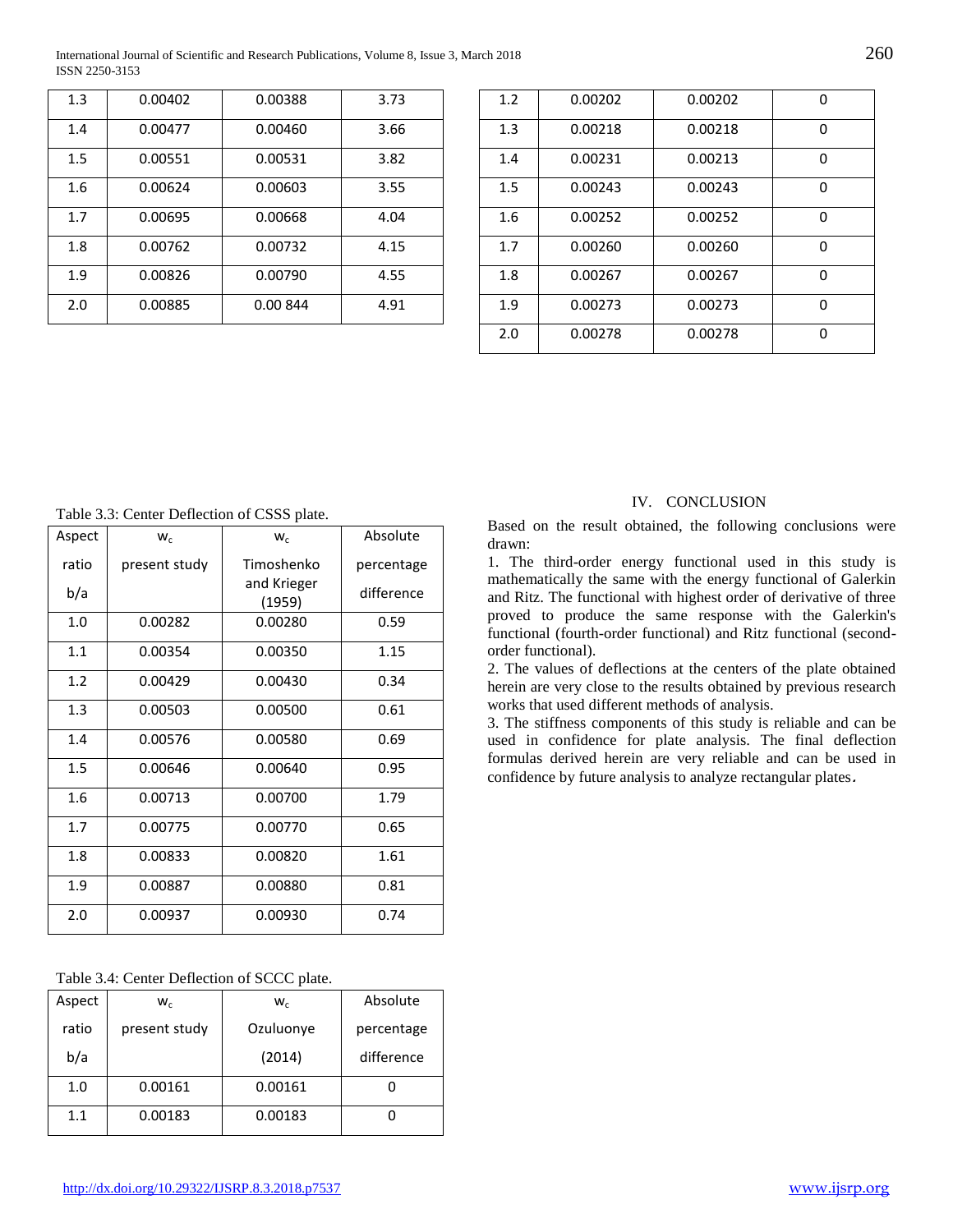| 1.3 | 0.00402 | 0.00388 | 3.73 |
|---|---|---|---|
| 1.4 | 0.00477 | 0.00460 | 3.66 |
| 1.5 | 0.00551 | 0.00531 | 3.82 |
| 1.6 | 0.00624 | 0.00603 | 3.55 |
| 1.7 | 0.00695 | 0.00668 | 4.04 |
| 1.8 | 0.00762 | 0.00732 | 4.15 |
| 1.9 | 0.00826 | 0.00790 | 4.55 |
| 2.0 | 0.00885 | 0.00 844 | 4.91 |

Table 3.3: Center Deflection of CSSS plate.

| Aspect ratio b/a | $w_c$ present study | $w_c$ Timoshenko and Krieger (1959) | Absolute percentage difference |
|---|---|---|---|
| 1.0 | 0.00282 | 0.00280 | 0.59 |
| 1.1 | 0.00354 | 0.00350 | 1.15 |
| 1.2 | 0.00429 | 0.00430 | 0.34 |
| 1.3 | 0.00503 | 0.00500 | 0.61 |
| 1.4 | 0.00576 | 0.00580 | 0.69 |
| 1.5 | 0.00646 | 0.00640 | 0.95 |
| 1.6 | 0.00713 | 0.00700 | 1.79 |
| 1.7 | 0.00775 | 0.00770 | 0.65 |
| 1.8 | 0.00833 | 0.00820 | 1.61 |
| 1.9 | 0.00887 | 0.00880 | 0.81 |
| 2.0 | 0.00937 | 0.00930 | 0.74 |

Table 3.4: Center Deflection of SCCC plate.

| Aspect ratio b/a | $w_c$ present study | $w_c$ Ozuluonye (2014) | Absolute percentage difference |
|---|---|---|---|
| 1.0 | 0.00161 | 0.00161 | 0 |
| 1.1 | 0.00183 | 0.00183 | 0 |
| 1.2 | 0.00202 | 0.00202 | 0 |
| 1.3 | 0.00218 | 0.00218 | 0 |
| 1.4 | 0.00231 | 0.00213 | 0 |
| 1.5 | 0.00243 | 0.00243 | 0 |
| 1.6 | 0.00252 | 0.00252 | 0 |
| 1.7 | 0.00260 | 0.00260 | 0 |
| 1.8 | 0.00267 | 0.00267 | 0 |
| 1.9 | 0.00273 | 0.00273 | 0 |
| 2.0 | 0.00278 | 0.00278 | 0 |

## IV. CONCLUSION

Based on the result obtained, the following conclusions were drawn:

1. The third-order energy functional used in this study is mathematically the same with the energy functional of Galerkin and Ritz. The functional with highest order of derivative of three proved to produce the same response with the Galerkin's functional (fourth-order functional) and Ritz functional (second-order functional).
2. The values of deflections at the centers of the plate obtained herein are very close to the results obtained by previous research works that used different methods of analysis.
3. The stiffness components of this study is reliable and can be used in confidence for plate analysis. The final deflection formulas derived herein are very reliable and can be used in confidence by future analysis to analyze rectangular plates.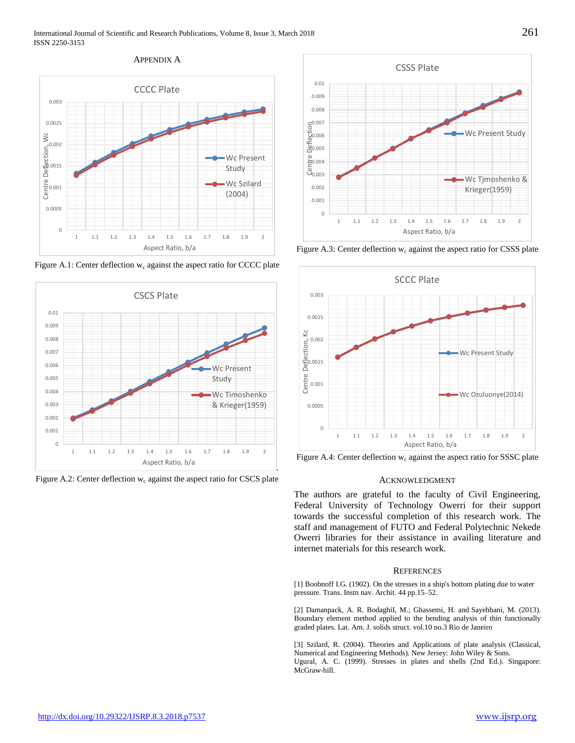## APPENDIX A

Figure A.1: Center deflection $w_c$ against the aspect ratio for CCCC plate

Figure A.2: Center deflection $w_c$ against the aspect ratio for CSCS plate

Figure A.3: Center deflection $w_c$ against the aspect ratio for CSSS plate

Figure A.4: Center deflection $w_c$ against the aspect ratio for SSSC plate

## ACKNOWLEDGMENT

The authors are grateful to the faculty of Civil Engineering, Federal University of Technology Owerri for their support towards the successful completion of this research work. The staff and management of FUTO and Federal Polytechnic Nekede Owerri libraries for their assistance in availing literature and internet materials for this research work.

## REFERENCES

[1] Boobnoff I.G. (1902). On the stresses in a ship's bottom plating due to water pressure. Trans. Instn nav. Archit. 44 pp.15–52.

[2] Damanpack, A. R. BodaghiI, M.; Ghassemi, H. and Sayehbani, M. (2013). Boundary element method applied to the bending analysis of thin functionally graded plates. Lat. Am. J. solids struct. vol.10 no.3 Rio de Janeiro

[3] Szilard, R. (2004). Theories and Applications of plate analysis (Classical, Numerical and Engineering Methods). New Jersey: John Wiley & Sons.
Ugural, A. C. (1999). Stresses in plates and shells (2nd Ed.). Singapore: McGraw-hill.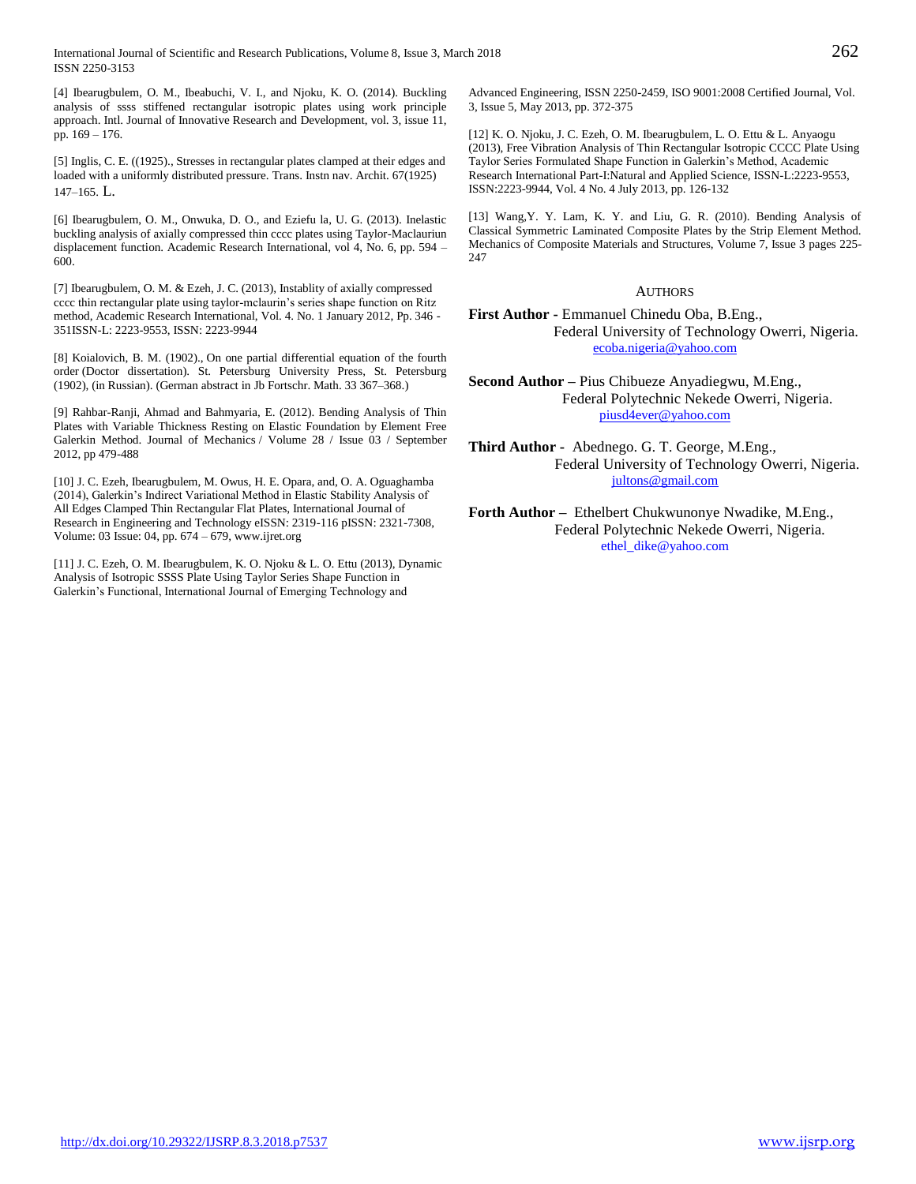[4] Ibearugbulem, O. M., Ibeabuchi, V. I., and Njoku, K. O. (2014). Buckling analysis of ssss stiffened rectangular isotropic plates using work principle approach. Intl. Journal of Innovative Research and Development, vol. 3, issue 11, pp. 169 – 176.

[5] Inglis, C. E. ((1925)., Stresses in rectangular plates clamped at their edges and loaded with a uniformly distributed pressure. Trans. Instn nav. Archit. 67(1925) 147–165. L.

[6] Ibearugbulem, O. M., Onwuka, D. O., and Eziefu la, U. G. (2013). Inelastic buckling analysis of axially compressed thin cccc plates using Taylor-Maclauriun displacement function. Academic Research International, vol 4, No. 6, pp. 594 – 600.

[7] Ibearugbulem, O. M. & Ezeh, J. C. (2013), Instablity of axially compressed cccc thin rectangular plate using taylor-mclaurin's series shape function on Ritz method, Academic Research International, Vol. 4. No. 1 January 2012, Pp. 346 - 351ISSN-L: 2223-9553, ISSN: 2223-9944

[8] Koialovich, B. M. (1902)., On one partial differential equation of the fourth order (Doctor dissertation). St. Petersburg University Press, St. Petersburg (1902), (in Russian). (German abstract in Jb Fortschr. Math. 33 367–368.)

[9] Rahbar-Ranji, Ahmad and Bahmyaria, E. (2012). Bending Analysis of Thin Plates with Variable Thickness Resting on Elastic Foundation by Element Free Galerkin Method. Journal of Mechanics / Volume 28 / Issue 03 / September 2012, pp 479-488

[10] J. C. Ezeh, Ibearugbulem, M. Owus, H. E. Opara, and, O. A. Oguaghamba (2014), Galerkin's Indirect Variational Method in Elastic Stability Analysis of All Edges Clamped Thin Rectangular Flat Plates, International Journal of Research in Engineering and Technology eISSN: 2319-116 pISSN: 2321-7308, Volume: 03 Issue: 04, pp. 674 – 679, www.ijret.org

[11] J. C. Ezeh, O. M. Ibearugbulem, K. O. Njoku & L. O. Ettu (2013), Dynamic Analysis of Isotropic SSSS Plate Using Taylor Series Shape Function in Galerkin's Functional, International Journal of Emerging Technology and Advanced Engineering, ISSN 2250-2459, ISO 9001:2008 Certified Journal, Vol. 3, Issue 5, May 2013, pp. 372-375

[12] K. O. Njoku, J. C. Ezeh, O. M. Ibearugbulem, L. O. Ettu & L. Anyaogu (2013), Free Vibration Analysis of Thin Rectangular Isotropic CCCC Plate Using Taylor Series Formulated Shape Function in Galerkin's Method, Academic Research International Part-I:Natural and Applied Science, ISSN-L:2223-9553, ISSN:2223-9944, Vol. 4 No. 4 July 2013, pp. 126-132

[13] Wang,Y. Y. Lam, K. Y. and Liu, G. R. (2010). Bending Analysis of Classical Symmetric Laminated Composite Plates by the Strip Element Method. Mechanics of Composite Materials and Structures, Volume 7, Issue 3 pages 225-247

## AUTHORS

**First Author -** Emmanuel Chinedu Oba, B.Eng., Federal University of Technology Owerri, Nigeria. ecoba.nigeria@yahoo.com

**Second Author –** Pius Chibueze Anyadiegwu, M.Eng., Federal Polytechnic Nekede Owerri, Nigeria. piusd4ever@yahoo.com

**Third Author -** Abednego. G. T. George, M.Eng., Federal University of Technology Owerri, Nigeria. jultons@gmail.com

**Forth Author –** Ethelbert Chukwunonye Nwadike, M.Eng., Federal Polytechnic Nekede Owerri, Nigeria. ethel_dike@yahoo.com